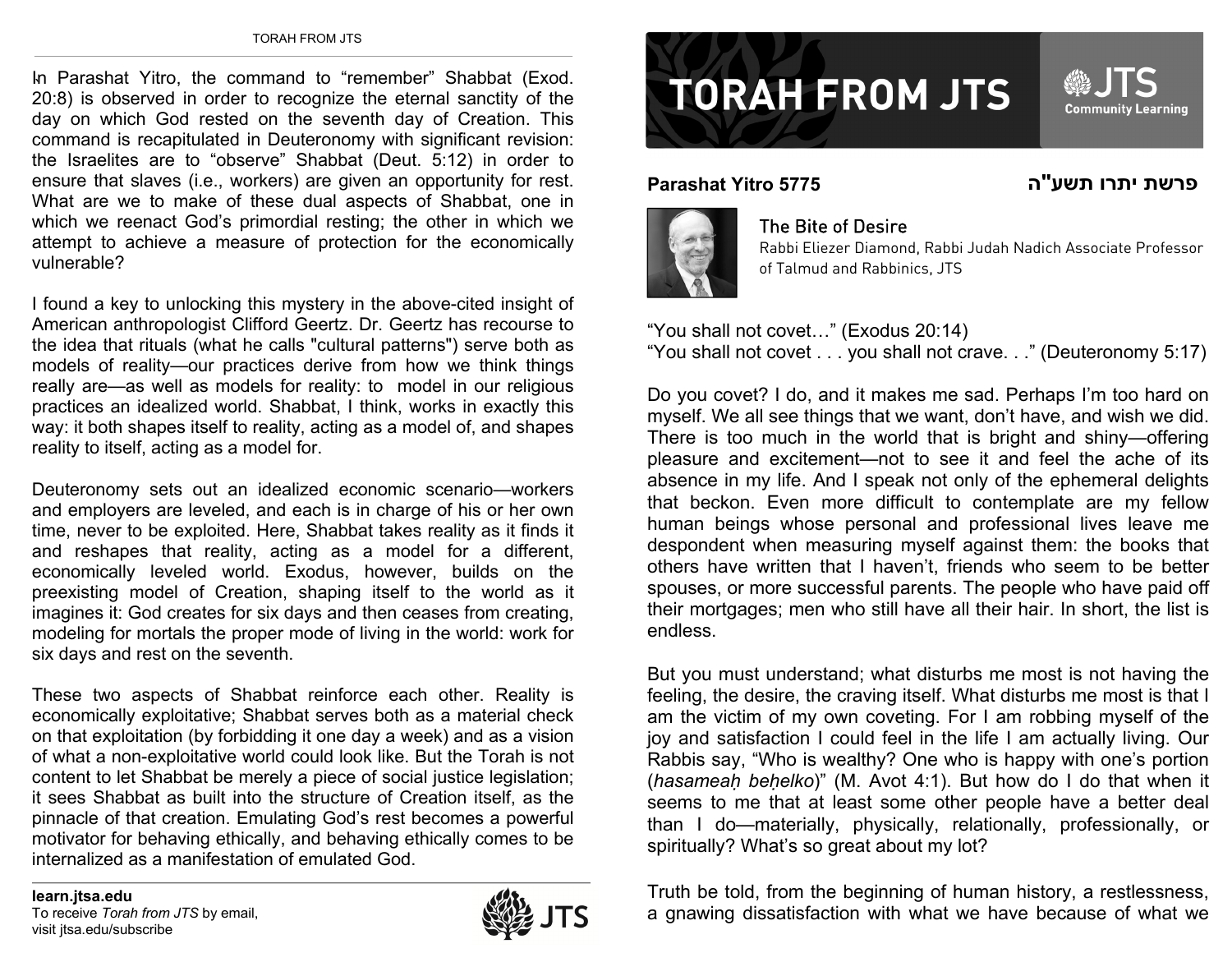# TORAH FROM JTS

**Parashat Yitro 5775** פרשת יתרו תשע"ה

## The Bite of Desire

Rabbi Eliezer Diamond, Rabbi Judah Nadich Associate Professor of Talmud and Rabbinics, JTS

"You shall not covet…" (Exodus 20:14)
"You shall not covet . . . you shall not crave. . ." (Deuteronomy 5:17)

Do you covet? I do, and it makes me sad. Perhaps I'm too hard on myself. We all see things that we want, don't have, and wish we did. There is too much in the world that is bright and shiny—offering pleasure and excitement—not to see it and feel the ache of its absence in my life. And I speak not only of the ephemeral delights that beckon. Even more difficult to contemplate are my fellow human beings whose personal and professional lives leave me despondent when measuring myself against them: the books that others have written that I haven't, friends who seem to be better spouses, or more successful parents. The people who have paid off their mortgages; men who still have all their hair. In short, the list is endless.

But you must understand; what disturbs me most is not having the feeling, the desire, the craving itself. What disturbs me most is that I am the victim of my own coveting. For I am robbing myself of the joy and satisfaction I could feel in the life I am actually living. Our Rabbis say, "Who is wealthy? One who is happy with one's portion (*hasameaḥ beḥelko*)" (M. Avot 4:1). But how do I do that when it seems to me that at least some other people have a better deal than I do—materially, physically, relationally, professionally, or spiritually? What's so great about my lot?

Truth be told, from the beginning of human history, a restlessness, a gnawing dissatisfaction with what we have because of what we

In Parashat Yitro, the command to "remember" Shabbat (Exod. 20:8) is observed in order to recognize the eternal sanctity of the day on which God rested on the seventh day of Creation. This command is recapitulated in Deuteronomy with significant revision: the Israelites are to "observe" Shabbat (Deut. 5:12) in order to ensure that slaves (i.e., workers) are given an opportunity for rest. What are we to make of these dual aspects of Shabbat, one in which we reenact God's primordial resting; the other in which we attempt to achieve a measure of protection for the economically vulnerable?

I found a key to unlocking this mystery in the above-cited insight of American anthropologist Clifford Geertz. Dr. Geertz has recourse to the idea that rituals (what he calls "cultural patterns") serve both as models of reality—our practices derive from how we think things really are—as well as models for reality: to model in our religious practices an idealized world. Shabbat, I think, works in exactly this way: it both shapes itself to reality, acting as a model of, and shapes reality to itself, acting as a model for.

Deuteronomy sets out an idealized economic scenario—workers and employers are leveled, and each is in charge of his or her own time, never to be exploited. Here, Shabbat takes reality as it finds it and reshapes that reality, acting as a model for a different, economically leveled world. Exodus, however, builds on the preexisting model of Creation, shaping itself to the world as it imagines it: God creates for six days and then ceases from creating, modeling for mortals the proper mode of living in the world: work for six days and rest on the seventh.

These two aspects of Shabbat reinforce each other. Reality is economically exploitative; Shabbat serves both as a material check on that exploitation (by forbidding it one day a week) and as a vision of what a non-exploitative world could look like. But the Torah is not content to let Shabbat be merely a piece of social justice legislation; it sees Shabbat as built into the structure of Creation itself, as the pinnacle of that creation. Emulating God's rest becomes a powerful motivator for behaving ethically, and behaving ethically comes to be internalized as a manifestation of emulated God.

**learn.jtsa.edu**
To receive *Torah from JTS* by email, visit jtsa.edu/subscribe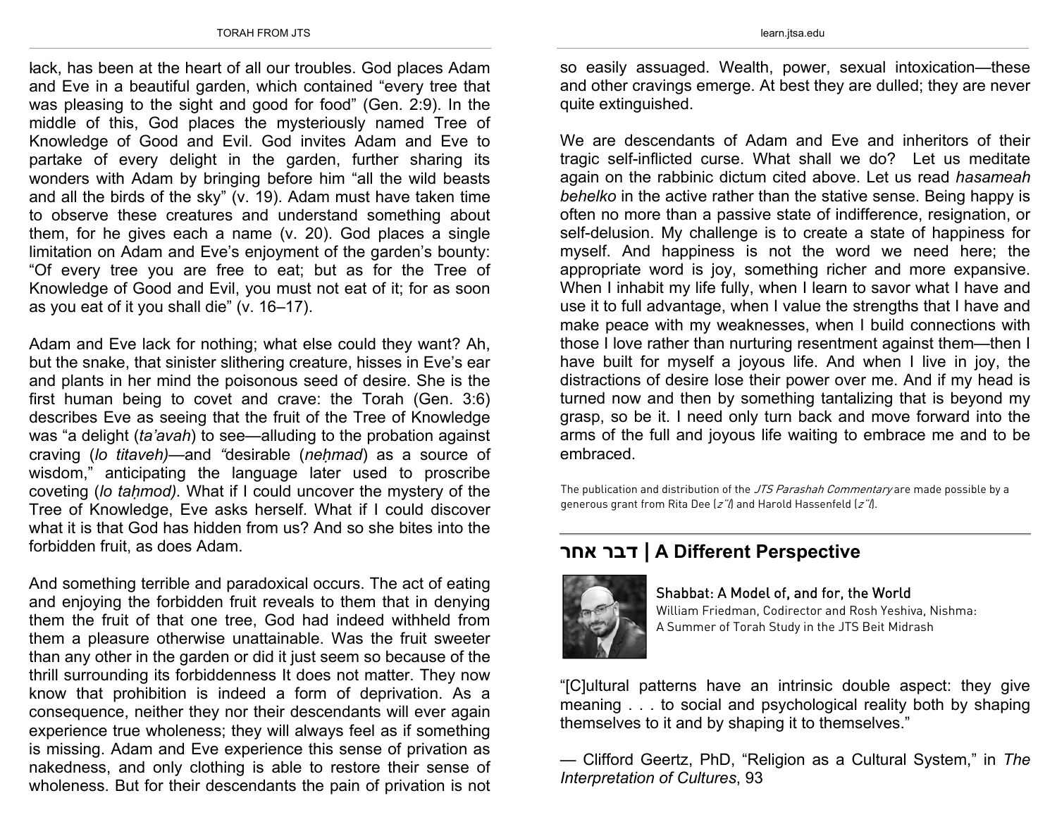lack, has been at the heart of all our troubles. God places Adam and Eve in a beautiful garden, which contained "every tree that was pleasing to the sight and good for food" (Gen. 2:9). In the middle of this, God places the mysteriously named Tree of Knowledge of Good and Evil. God invites Adam and Eve to partake of every delight in the garden, further sharing its wonders with Adam by bringing before him "all the wild beasts and all the birds of the sky" (v. 19). Adam must have taken time to observe these creatures and understand something about them, for he gives each a name (v. 20). God places a single limitation on Adam and Eve's enjoyment of the garden's bounty: "Of every tree you are free to eat; but as for the Tree of Knowledge of Good and Evil, you must not eat of it; for as soon as you eat of it you shall die" (v. 16–17).

Adam and Eve lack for nothing; what else could they want? Ah, but the snake, that sinister slithering creature, hisses in Eve's ear and plants in her mind the poisonous seed of desire. She is the first human being to covet and crave: the Torah (Gen. 3:6) describes Eve as seeing that the fruit of the Tree of Knowledge was "a delight (*ta'avah*) to see—alluding to the probation against craving (*lo titaveh)*—and "desirable (*neḥmad*) as a source of wisdom," anticipating the language later used to proscribe coveting (*lo taḥmod).* What if I could uncover the mystery of the Tree of Knowledge, Eve asks herself. What if I could discover what it is that God has hidden from us? And so she bites into the forbidden fruit, as does Adam.

And something terrible and paradoxical occurs. The act of eating and enjoying the forbidden fruit reveals to them that in denying them the fruit of that one tree, God had indeed withheld from them a pleasure otherwise unattainable. Was the fruit sweeter than any other in the garden or did it just seem so because of the thrill surrounding its forbiddenness It does not matter. They now know that prohibition is indeed a form of deprivation. As a consequence, neither they nor their descendants will ever again experience true wholeness; they will always feel as if something is missing. Adam and Eve experience this sense of privation as nakedness, and only clothing is able to restore their sense of wholeness. But for their descendants the pain of privation is not so easily assuaged. Wealth, power, sexual intoxication—these and other cravings emerge. At best they are dulled; they are never quite extinguished.

We are descendants of Adam and Eve and inheritors of their tragic self-inflicted curse. What shall we do? Let us meditate again on the rabbinic dictum cited above. Let us read *hasameah behelko* in the active rather than the stative sense. Being happy is often no more than a passive state of indifference, resignation, or self-delusion. My challenge is to create a state of happiness for myself. And happiness is not the word we need here; the appropriate word is joy, something richer and more expansive. When I inhabit my life fully, when I learn to savor what I have and use it to full advantage, when I value the strengths that I have and make peace with my weaknesses, when I build connections with those I love rather than nurturing resentment against them—then I have built for myself a joyous life. And when I live in joy, the distractions of desire lose their power over me. And if my head is turned now and then by something tantalizing that is beyond my grasp, so be it. I need only turn back and move forward into the arms of the full and joyous life waiting to embrace me and to be embraced.

The publication and distribution of the *JTS Parashah Commentary* are made possible by a generous grant from Rita Dee (*z"l*) and Harold Hassenfeld (*z"l*).

## דבר אחר | A Different Perspective

**Shabbat: A Model of, and for, the World**
William Friedman, Codirector and Rosh Yeshiva, Nishma: A Summer of Torah Study in the JTS Beit Midrash

"[C]ultural patterns have an intrinsic double aspect: they give meaning . . . to social and psychological reality both by shaping themselves to it and by shaping it to themselves."

— Clifford Geertz, PhD, "Religion as a Cultural System," in *The Interpretation of Cultures*, 93